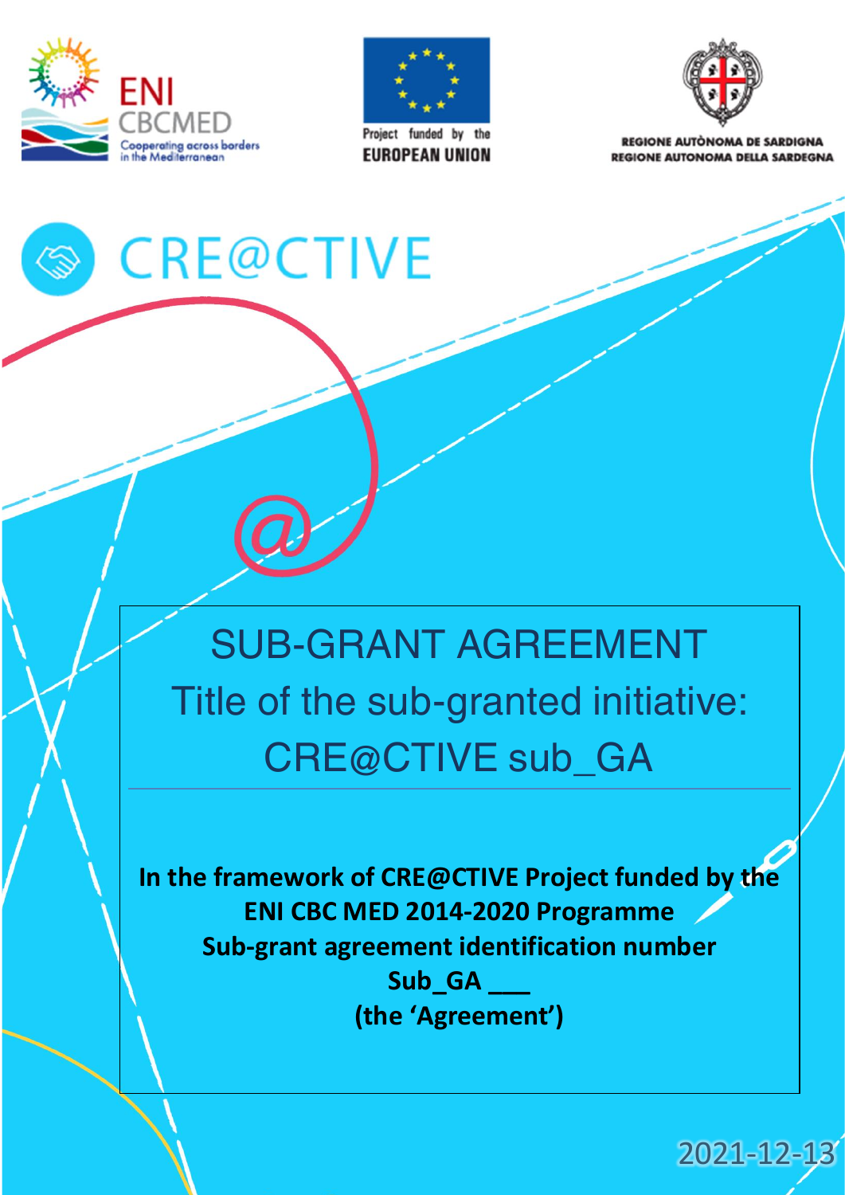ENI CBCMED
Cooperating across borders in the Mediterranean

Project funded by the EUROPEAN UNION

REGIONE AUTÒNOMA DE SARDIGNA
REGIONE AUTONOMA DELLA SARDEGNA

# CRE@CTIVE

## SUB-GRANT AGREEMENT
## Title of the sub-granted initiative: CRE@CTIVE sub_GA

**In the framework of CRE@CTIVE Project funded by the ENI CBC MED 2014-2020 Programme**
**Sub-grant agreement identification number**
**Sub_GA ___**
**(the 'Agreement')**

2021-12-13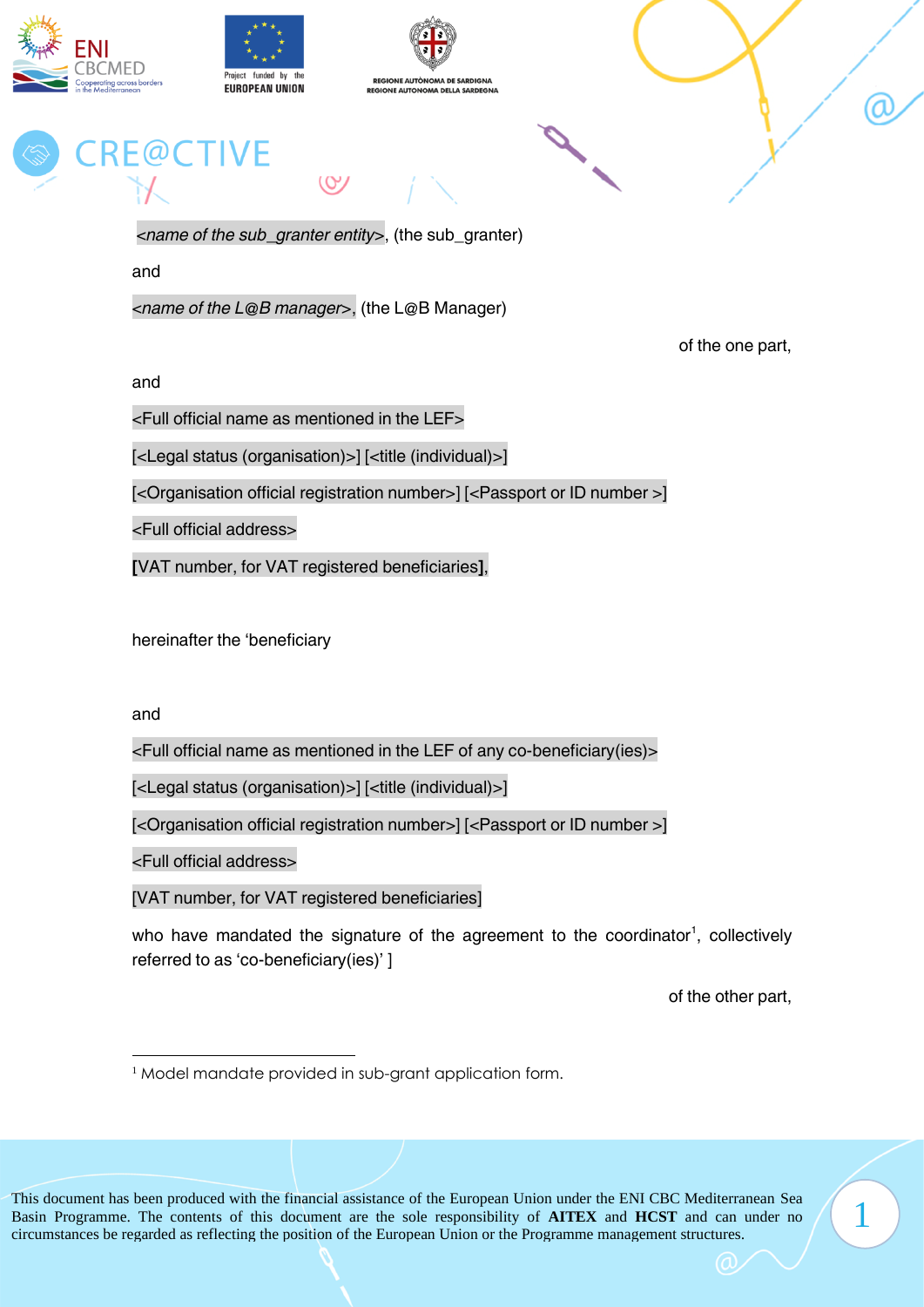*<name of the sub_granter entity>*, (the sub_granter)

and

*<name of the L@B manager>*, (the L@B Manager)

of the one part,

and

<Full official name as mentioned in the LEF>

[<Legal status (organisation)>] [<title (individual)>]

[<Organisation official registration number>] [<Passport or ID number >]

<Full official address>

[VAT number, for VAT registered beneficiaries],

hereinafter the 'beneficiary

and

<Full official name as mentioned in the LEF of any co-beneficiary(ies)>

[<Legal status (organisation)>] [<title (individual)>]

[<Organisation official registration number>] [<Passport or ID number >]

<Full official address>

[VAT number, for VAT registered beneficiaries]

who have mandated the signature of the agreement to the coordinator[1], collectively referred to as 'co-beneficiary(ies)' ]

of the other part,

[1] Model mandate provided in sub-grant application form.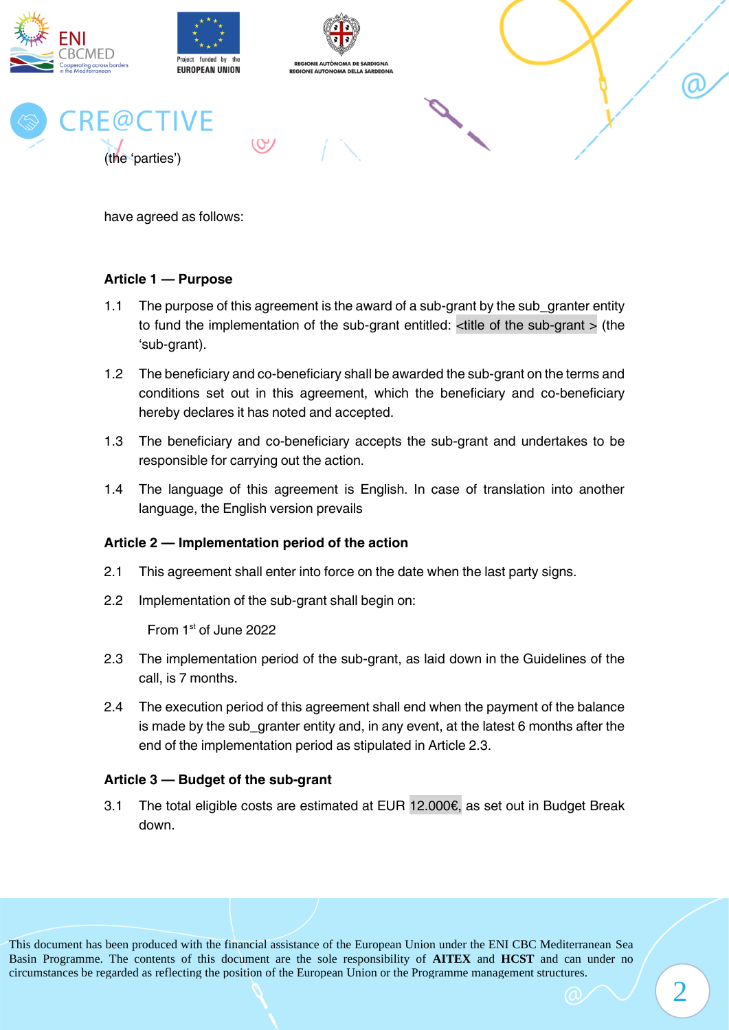(the 'parties')

have agreed as follows:

**Article 1 — Purpose**

1.1 The purpose of this agreement is the award of a sub-grant by the sub_granter entity to fund the implementation of the sub-grant entitled: <title of the sub-grant > (the 'sub-grant).

1.2 The beneficiary and co-beneficiary shall be awarded the sub-grant on the terms and conditions set out in this agreement, which the beneficiary and co-beneficiary hereby declares it has noted and accepted.

1.3 The beneficiary and co-beneficiary accepts the sub-grant and undertakes to be responsible for carrying out the action.

1.4 The language of this agreement is English. In case of translation into another language, the English version prevails

**Article 2 — Implementation period of the action**

2.1 This agreement shall enter into force on the date when the last party signs.

2.2 Implementation of the sub-grant shall begin on:

From 1st of June 2022

2.3 The implementation period of the sub-grant, as laid down in the Guidelines of the call, is 7 months.

2.4 The execution period of this agreement shall end when the payment of the balance is made by the sub_granter entity and, in any event, at the latest 6 months after the end of the implementation period as stipulated in Article 2.3.

**Article 3 — Budget of the sub-grant**

3.1 The total eligible costs are estimated at EUR 12.000€, as set out in Budget Break down.

This document has been produced with the financial assistance of the European Union under the ENI CBC Mediterranean Sea Basin Programme. The contents of this document are the sole responsibility of **AITEX** and **HCST** and can under no circumstances be regarded as reflecting the position of the European Union or the Programme management structures.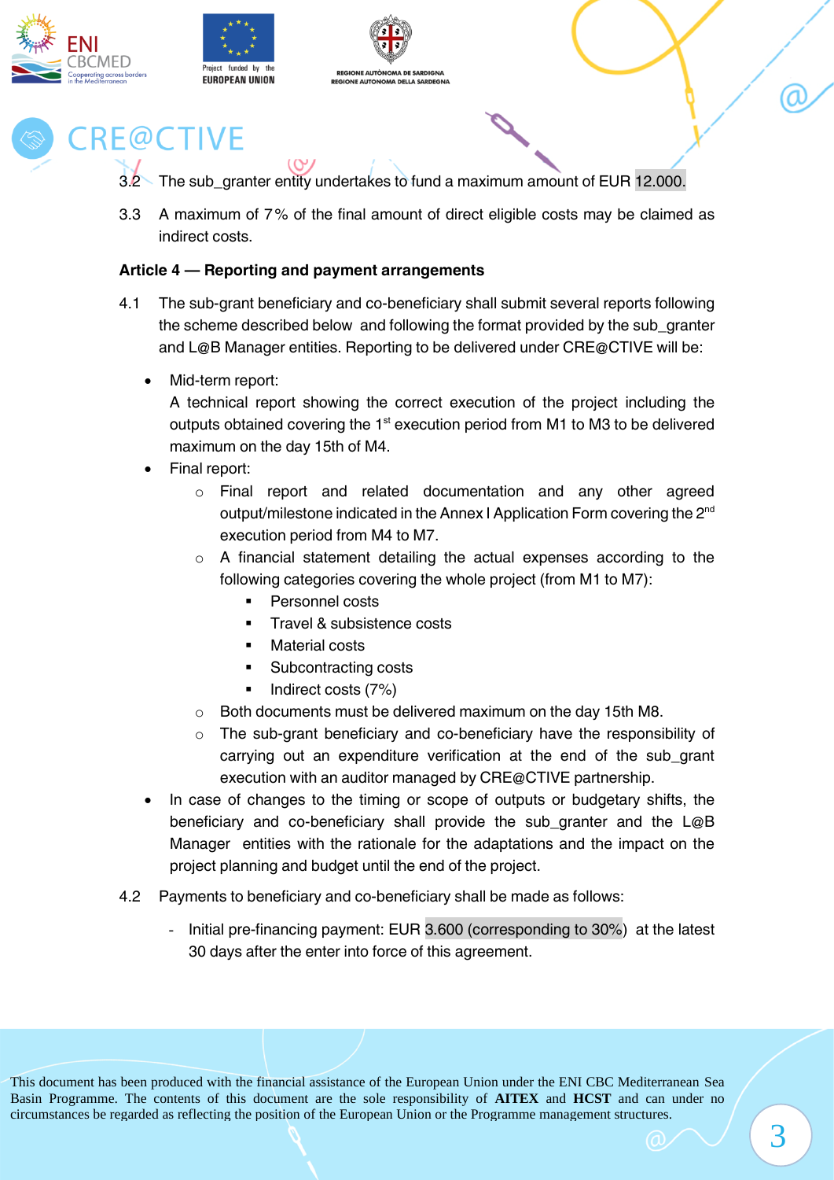3.2 The sub_granter entity undertakes to fund a maximum amount of EUR 12.000.

3.3 A maximum of 7% of the final amount of direct eligible costs may be claimed as indirect costs.

**Article 4 — Reporting and payment arrangements**

4.1 The sub-grant beneficiary and co-beneficiary shall submit several reports following the scheme described below and following the format provided by the sub_granter and L@B Manager entities. Reporting to be delivered under CRE@CTIVE will be:

- Mid-term report:
  A technical report showing the correct execution of the project including the outputs obtained covering the 1st execution period from M1 to M3 to be delivered maximum on the day 15th of M4.
- Final report:
  - Final report and related documentation and any other agreed output/milestone indicated in the Annex I Application Form covering the 2nd execution period from M4 to M7.
  - A financial statement detailing the actual expenses according to the following categories covering the whole project (from M1 to M7):
    - Personnel costs
    - Travel & subsistence costs
    - Material costs
    - Subcontracting costs
    - Indirect costs (7%)
  - Both documents must be delivered maximum on the day 15th M8.
  - The sub-grant beneficiary and co-beneficiary have the responsibility of carrying out an expenditure verification at the end of the sub_grant execution with an auditor managed by CRE@CTIVE partnership.
- In case of changes to the timing or scope of outputs or budgetary shifts, the beneficiary and co-beneficiary shall provide the sub_granter and the L@B Manager entities with the rationale for the adaptations and the impact on the project planning and budget until the end of the project.

4.2 Payments to beneficiary and co-beneficiary shall be made as follows:

- Initial pre-financing payment: EUR 3.600 (corresponding to 30%) at the latest 30 days after the enter into force of this agreement.

This document has been produced with the financial assistance of the European Union under the ENI CBC Mediterranean Sea Basin Programme. The contents of this document are the sole responsibility of **AITEX** and **HCST** and can under no circumstances be regarded as reflecting the position of the European Union or the Programme management structures.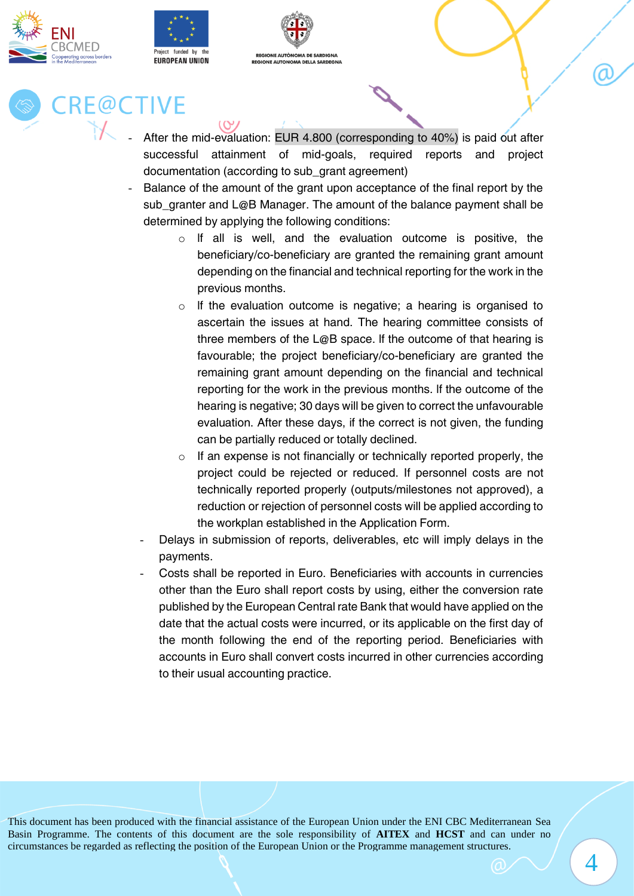- After the mid-evaluation: EUR 4.800 (corresponding to 40%) is paid out after successful attainment of mid-goals, required reports and project documentation (according to sub_grant agreement)
- Balance of the amount of the grant upon acceptance of the final report by the sub_granter and L@B Manager. The amount of the balance payment shall be determined by applying the following conditions:
    - If all is well, and the evaluation outcome is positive, the beneficiary/co-beneficiary are granted the remaining grant amount depending on the financial and technical reporting for the work in the previous months.
    - If the evaluation outcome is negative; a hearing is organised to ascertain the issues at hand. The hearing committee consists of three members of the L@B space. If the outcome of that hearing is favourable; the project beneficiary/co-beneficiary are granted the remaining grant amount depending on the financial and technical reporting for the work in the previous months. If the outcome of the hearing is negative; 30 days will be given to correct the unfavourable evaluation. After these days, if the correct is not given, the funding can be partially reduced or totally declined.
    - If an expense is not financially or technically reported properly, the project could be rejected or reduced. If personnel costs are not technically reported properly (outputs/milestones not approved), a reduction or rejection of personnel costs will be applied according to the workplan established in the Application Form.
- Delays in submission of reports, deliverables, etc will imply delays in the payments.
- Costs shall be reported in Euro. Beneficiaries with accounts in currencies other than the Euro shall report costs by using, either the conversion rate published by the European Central rate Bank that would have applied on the date that the actual costs were incurred, or its applicable on the first day of the month following the end of the reporting period. Beneficiaries with accounts in Euro shall convert costs incurred in other currencies according to their usual accounting practice.

This document has been produced with the financial assistance of the European Union under the ENI CBC Mediterranean Sea Basin Programme. The contents of this document are the sole responsibility of **AITEX** and **HCST** and can under no circumstances be regarded as reflecting the position of the European Union or the Programme management structures.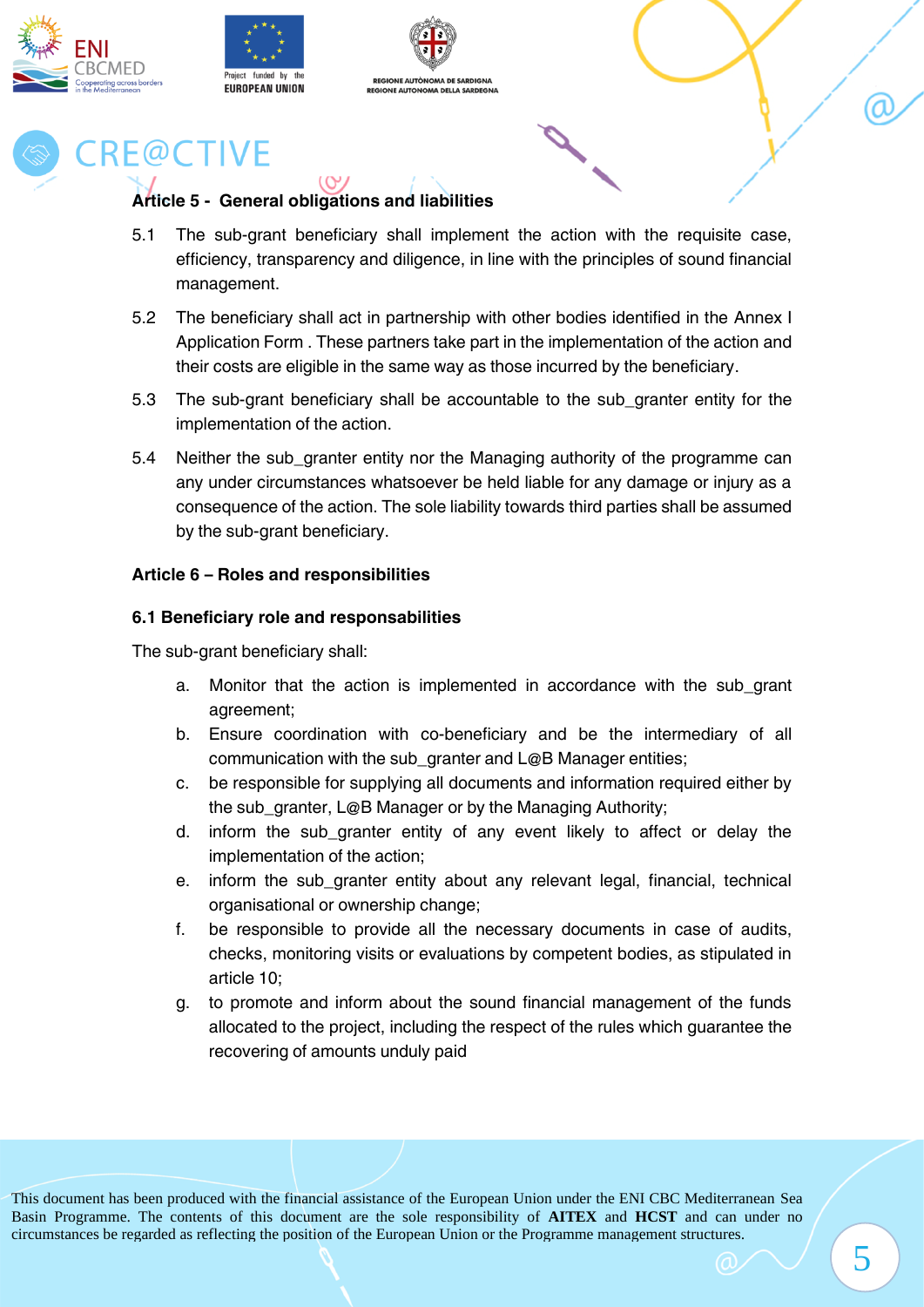### Article 5 - General obligations and liabilities

5.1 The sub-grant beneficiary shall implement the action with the requisite case, efficiency, transparency and diligence, in line with the principles of sound financial management.

5.2 The beneficiary shall act in partnership with other bodies identified in the Annex I Application Form . These partners take part in the implementation of the action and their costs are eligible in the same way as those incurred by the beneficiary.

5.3 The sub-grant beneficiary shall be accountable to the sub_granter entity for the implementation of the action.

5.4 Neither the sub_granter entity nor the Managing authority of the programme can any under circumstances whatsoever be held liable for any damage or injury as a consequence of the action. The sole liability towards third parties shall be assumed by the sub-grant beneficiary.

### Article 6 – Roles and responsibilities

#### 6.1 Beneficiary role and responsabilities

The sub-grant beneficiary shall:

a. Monitor that the action is implemented in accordance with the sub_grant agreement;
b. Ensure coordination with co-beneficiary and be the intermediary of all communication with the sub_granter and L@B Manager entities;
c. be responsible for supplying all documents and information required either by the sub_granter, L@B Manager or by the Managing Authority;
d. inform the sub_granter entity of any event likely to affect or delay the implementation of the action;
e. inform the sub_granter entity about any relevant legal, financial, technical organisational or ownership change;
f. be responsible to provide all the necessary documents in case of audits, checks, monitoring visits or evaluations by competent bodies, as stipulated in article 10;
g. to promote and inform about the sound financial management of the funds allocated to the project, including the respect of the rules which guarantee the recovering of amounts unduly paid

This document has been produced with the financial assistance of the European Union under the ENI CBC Mediterranean Sea Basin Programme. The contents of this document are the sole responsibility of **AITEX** and **HCST** and can under no circumstances be regarded as reflecting the position of the European Union or the Programme management structures.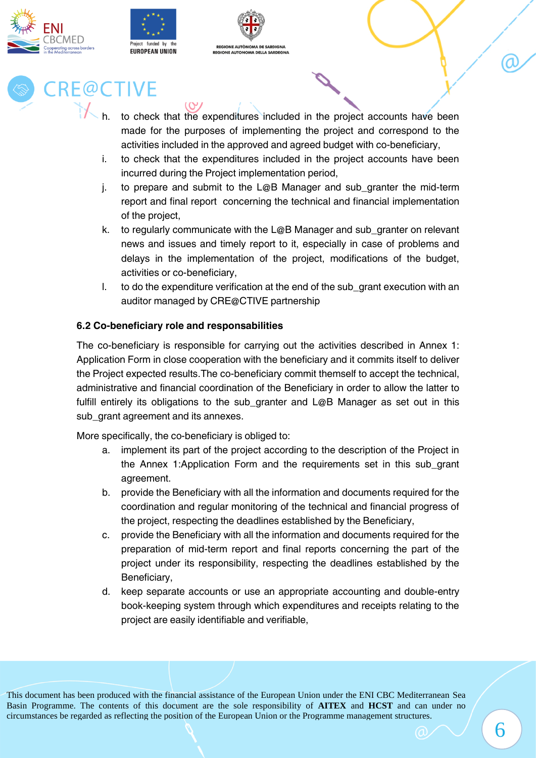h. to check that the expenditures included in the project accounts have been made for the purposes of implementing the project and correspond to the activities included in the approved and agreed budget with co-beneficiary,

i. to check that the expenditures included in the project accounts have been incurred during the Project implementation period,

j. to prepare and submit to the L@B Manager and sub_granter the mid-term report and final report concerning the technical and financial implementation of the project,

k. to regularly communicate with the L@B Manager and sub_granter on relevant news and issues and timely report to it, especially in case of problems and delays in the implementation of the project, modifications of the budget, activities or co-beneficiary,

l. to do the expenditure verification at the end of the sub_grant execution with an auditor managed by CRE@CTIVE partnership

### 6.2 Co-beneficiary role and responsabilities

The co-beneficiary is responsible for carrying out the activities described in Annex 1: Application Form in close cooperation with the beneficiary and it commits itself to deliver the Project expected results.The co-beneficiary commit themself to accept the technical, administrative and financial coordination of the Beneficiary in order to allow the latter to fulfill entirely its obligations to the sub_granter and L@B Manager as set out in this sub_grant agreement and its annexes.

More specifically, the co-beneficiary is obliged to:

a. implement its part of the project according to the description of the Project in the Annex 1:Application Form and the requirements set in this sub_grant agreement.

b. provide the Beneficiary with all the information and documents required for the coordination and regular monitoring of the technical and financial progress of the project, respecting the deadlines established by the Beneficiary,

c. provide the Beneficiary with all the information and documents required for the preparation of mid-term report and final reports concerning the part of the project under its responsibility, respecting the deadlines established by the Beneficiary,

d. keep separate accounts or use an appropriate accounting and double-entry book-keeping system through which expenditures and receipts relating to the project are easily identifiable and verifiable,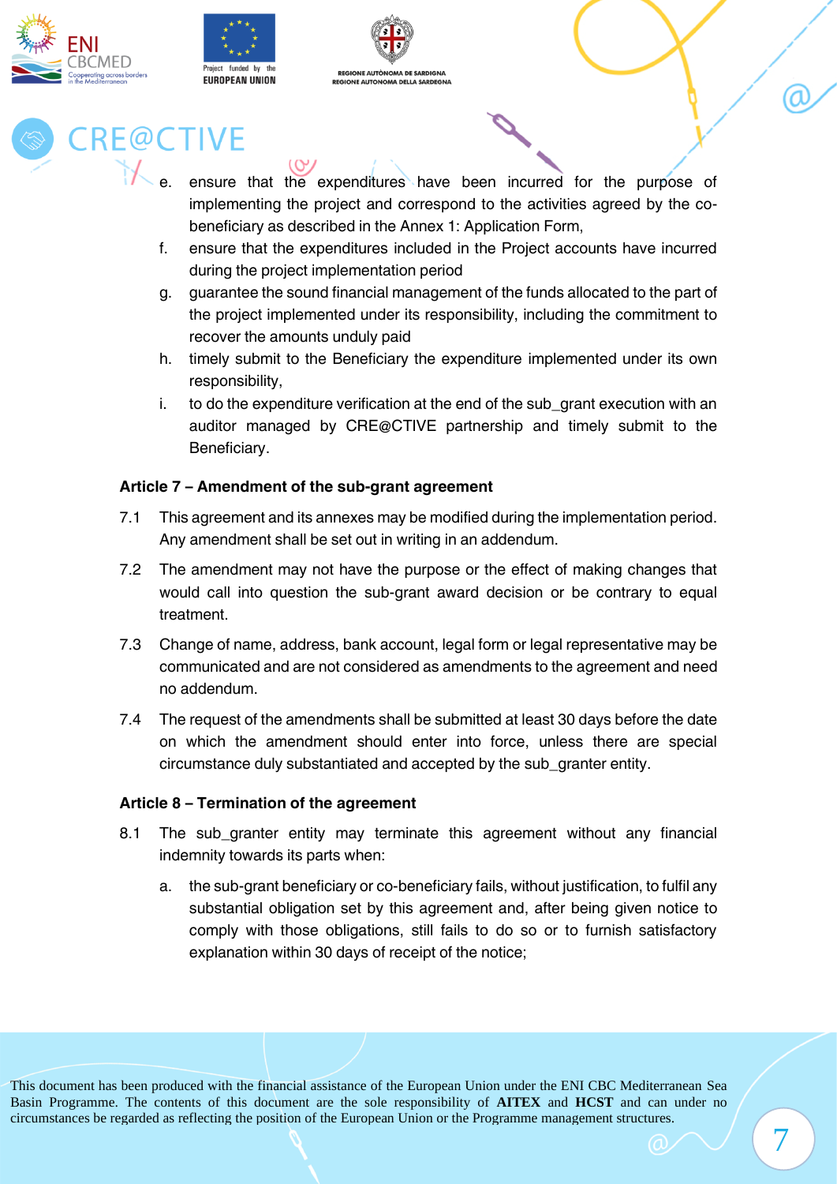e. ensure that the expenditures have been incurred for the purpose of implementing the project and correspond to the activities agreed by the co-beneficiary as described in the Annex 1: Application Form,

f. ensure that the expenditures included in the Project accounts have incurred during the project implementation period

g. guarantee the sound financial management of the funds allocated to the part of the project implemented under its responsibility, including the commitment to recover the amounts unduly paid

h. timely submit to the Beneficiary the expenditure implemented under its own responsibility,

i. to do the expenditure verification at the end of the sub_grant execution with an auditor managed by CRE@CTIVE partnership and timely submit to the Beneficiary.

**Article 7 – Amendment of the sub-grant agreement**

7.1 This agreement and its annexes may be modified during the implementation period. Any amendment shall be set out in writing in an addendum.

7.2 The amendment may not have the purpose or the effect of making changes that would call into question the sub-grant award decision or be contrary to equal treatment.

7.3 Change of name, address, bank account, legal form or legal representative may be communicated and are not considered as amendments to the agreement and need no addendum.

7.4 The request of the amendments shall be submitted at least 30 days before the date on which the amendment should enter into force, unless there are special circumstance duly substantiated and accepted by the sub_granter entity.

**Article 8 – Termination of the agreement**

8.1 The sub_granter entity may terminate this agreement without any financial indemnity towards its parts when:

a. the sub-grant beneficiary or co-beneficiary fails, without justification, to fulfil any substantial obligation set by this agreement and, after being given notice to comply with those obligations, still fails to do so or to furnish satisfactory explanation within 30 days of receipt of the notice;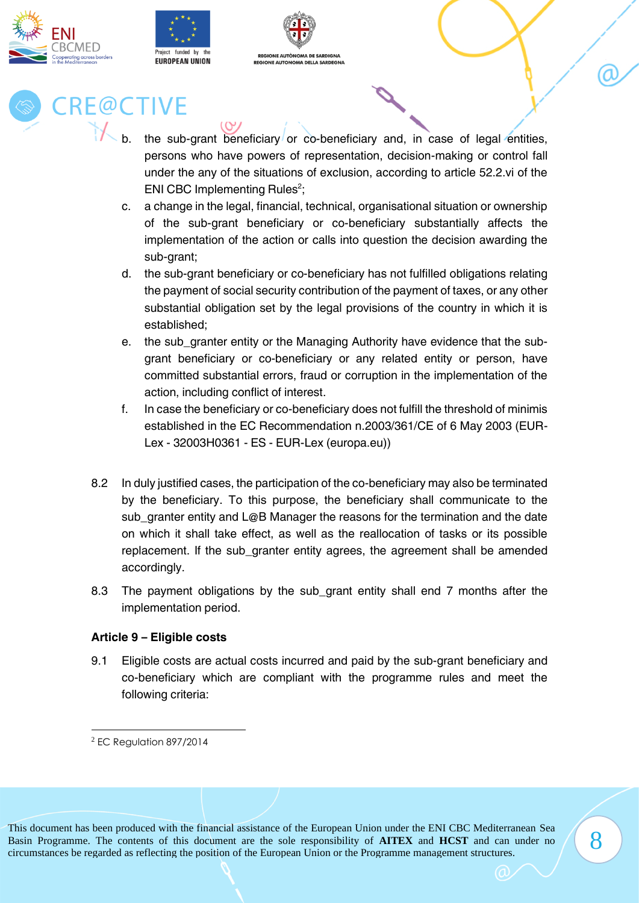b. the sub-grant beneficiary or co-beneficiary and, in case of legal entities, persons who have powers of representation, decision-making or control fall under the any of the situations of exclusion, according to article 52.2.vi of the ENI CBC Implementing Rules[2];

c. a change in the legal, financial, technical, organisational situation or ownership of the sub-grant beneficiary or co-beneficiary substantially affects the implementation of the action or calls into question the decision awarding the sub-grant;

d. the sub-grant beneficiary or co-beneficiary has not fulfilled obligations relating the payment of social security contribution of the payment of taxes, or any other substantial obligation set by the legal provisions of the country in which it is established;

e. the sub_granter entity or the Managing Authority have evidence that the sub-grant beneficiary or co-beneficiary or any related entity or person, have committed substantial errors, fraud or corruption in the implementation of the action, including conflict of interest.

f. In case the beneficiary or co-beneficiary does not fulfill the threshold of minimis established in the EC Recommendation n.2003/361/CE of 6 May 2003 (EUR-Lex - 32003H0361 - ES - EUR-Lex (europa.eu))

8.2 In duly justified cases, the participation of the co-beneficiary may also be terminated by the beneficiary. To this purpose, the beneficiary shall communicate to the sub_granter entity and L@B Manager the reasons for the termination and the date on which it shall take effect, as well as the reallocation of tasks or its possible replacement. If the sub_granter entity agrees, the agreement shall be amended accordingly.

8.3 The payment obligations by the sub_grant entity shall end 7 months after the implementation period.

**Article 9 – Eligible costs**

9.1 Eligible costs are actual costs incurred and paid by the sub-grant beneficiary and co-beneficiary which are compliant with the programme rules and meet the following criteria:

---

[2] EC Regulation 897/2014

This document has been produced with the financial assistance of the European Union under the ENI CBC Mediterranean Sea Basin Programme. The contents of this document are the sole responsibility of **AITEX** and **HCST** and can under no circumstances be regarded as reflecting the position of the European Union or the Programme management structures.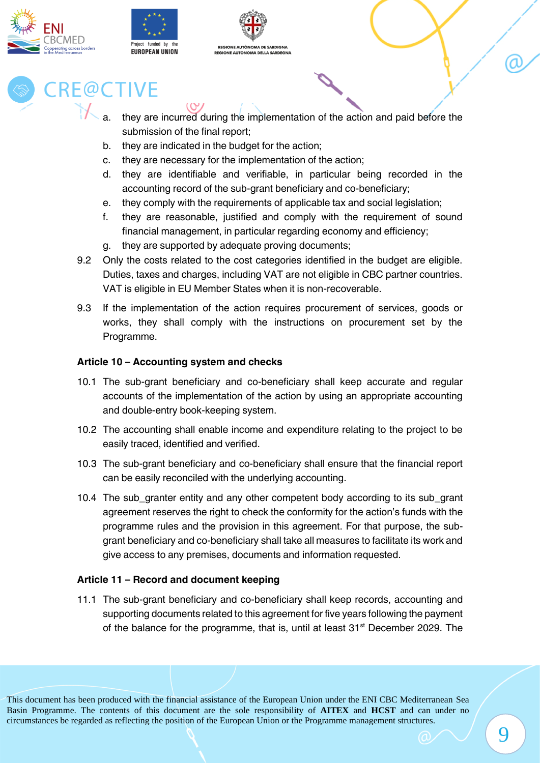a. they are incurred during the implementation of the action and paid before the submission of the final report;
b. they are indicated in the budget for the action;
c. they are necessary for the implementation of the action;
d. they are identifiable and verifiable, in particular being recorded in the accounting record of the sub-grant beneficiary and co-beneficiary;
e. they comply with the requirements of applicable tax and social legislation;
f. they are reasonable, justified and comply with the requirement of sound financial management, in particular regarding economy and efficiency;
g. they are supported by adequate proving documents;

9.2 Only the costs related to the cost categories identified in the budget are eligible. Duties, taxes and charges, including VAT are not eligible in CBC partner countries. VAT is eligible in EU Member States when it is non-recoverable.

9.3 If the implementation of the action requires procurement of services, goods or works, they shall comply with the instructions on procurement set by the Programme.

**Article 10 – Accounting system and checks**

10.1 The sub-grant beneficiary and co-beneficiary shall keep accurate and regular accounts of the implementation of the action by using an appropriate accounting and double-entry book-keeping system.

10.2 The accounting shall enable income and expenditure relating to the project to be easily traced, identified and verified.

10.3 The sub-grant beneficiary and co-beneficiary shall ensure that the financial report can be easily reconciled with the underlying accounting.

10.4 The sub_granter entity and any other competent body according to its sub_grant agreement reserves the right to check the conformity for the action's funds with the programme rules and the provision in this agreement. For that purpose, the sub-grant beneficiary and co-beneficiary shall take all measures to facilitate its work and give access to any premises, documents and information requested.

**Article 11 – Record and document keeping**

11.1 The sub-grant beneficiary and co-beneficiary shall keep records, accounting and supporting documents related to this agreement for five years following the payment of the balance for the programme, that is, until at least 31st December 2029. The

This document has been produced with the financial assistance of the European Union under the ENI CBC Mediterranean Sea Basin Programme. The contents of this document are the sole responsibility of **AITEX** and **HCST** and can under no circumstances be regarded as reflecting the position of the European Union or the Programme management structures.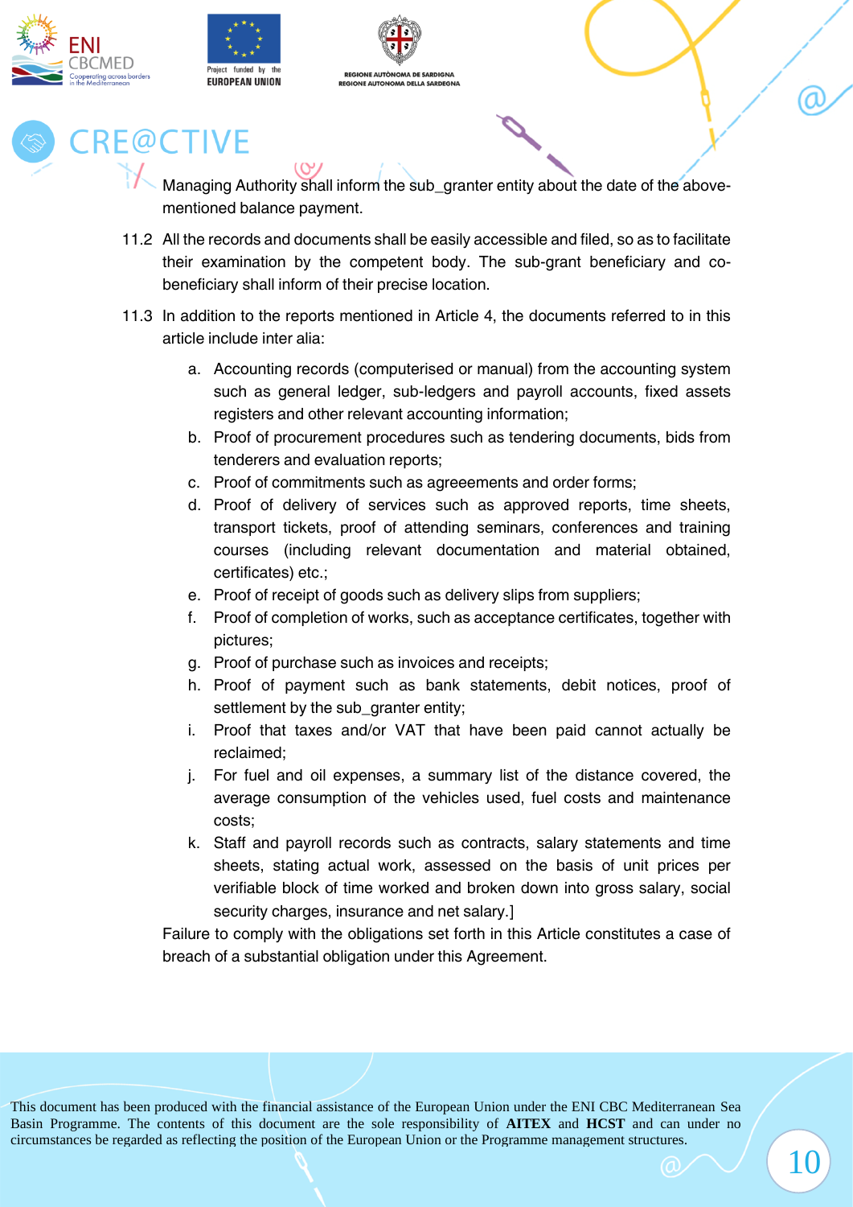Managing Authority shall inform the sub_granter entity about the date of the above-mentioned balance payment.

11.2 All the records and documents shall be easily accessible and filed, so as to facilitate their examination by the competent body. The sub-grant beneficiary and co-beneficiary shall inform of their precise location.

11.3 In addition to the reports mentioned in Article 4, the documents referred to in this article include inter alia:

a. Accounting records (computerised or manual) from the accounting system such as general ledger, sub-ledgers and payroll accounts, fixed assets registers and other relevant accounting information;
b. Proof of procurement procedures such as tendering documents, bids from tenderers and evaluation reports;
c. Proof of commitments such as agreeements and order forms;
d. Proof of delivery of services such as approved reports, time sheets, transport tickets, proof of attending seminars, conferences and training courses (including relevant documentation and material obtained, certificates) etc.;
e. Proof of receipt of goods such as delivery slips from suppliers;
f. Proof of completion of works, such as acceptance certificates, together with pictures;
g. Proof of purchase such as invoices and receipts;
h. Proof of payment such as bank statements, debit notices, proof of settlement by the sub_granter entity;
i. Proof that taxes and/or VAT that have been paid cannot actually be reclaimed;
j. For fuel and oil expenses, a summary list of the distance covered, the average consumption of the vehicles used, fuel costs and maintenance costs;
k. Staff and payroll records such as contracts, salary statements and time sheets, stating actual work, assessed on the basis of unit prices per verifiable block of time worked and broken down into gross salary, social security charges, insurance and net salary.]

Failure to comply with the obligations set forth in this Article constitutes a case of breach of a substantial obligation under this Agreement.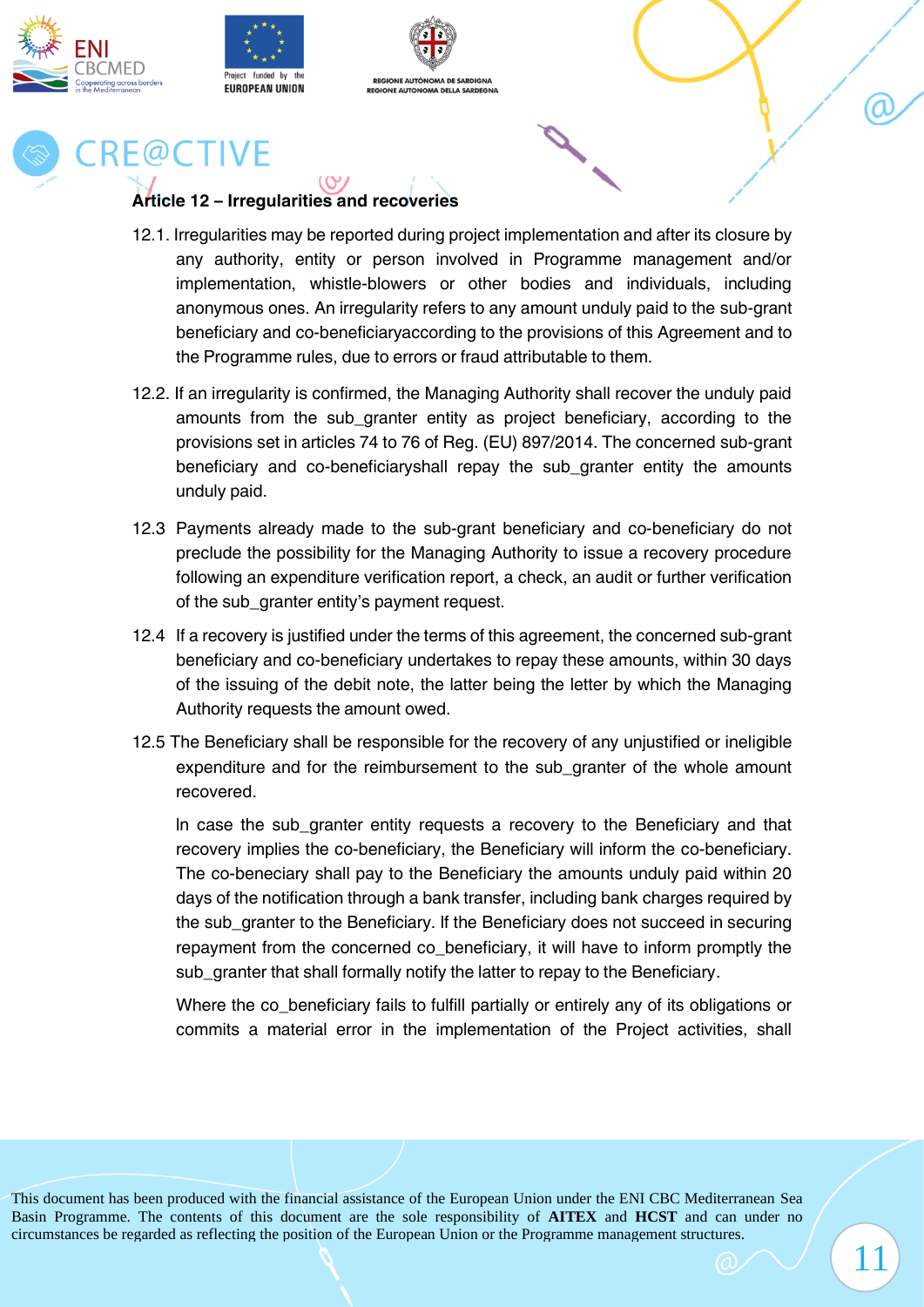## Article 12 – Irregularities and recoveries

12.1. Irregularities may be reported during project implementation and after its closure by any authority, entity or person involved in Programme management and/or implementation, whistle-blowers or other bodies and individuals, including anonymous ones. An irregularity refers to any amount unduly paid to the sub-grant beneficiary and co-beneficiaryaccording to the provisions of this Agreement and to the Programme rules, due to errors or fraud attributable to them.

12.2. If an irregularity is confirmed, the Managing Authority shall recover the unduly paid amounts from the sub_granter entity as project beneficiary, according to the provisions set in articles 74 to 76 of Reg. (EU) 897/2014. The concerned sub-grant beneficiary and co-beneficiaryshall repay the sub_granter entity the amounts unduly paid.

12.3 Payments already made to the sub-grant beneficiary and co-beneficiary do not preclude the possibility for the Managing Authority to issue a recovery procedure following an expenditure verification report, a check, an audit or further verification of the sub_granter entity's payment request.

12.4 If a recovery is justified under the terms of this agreement, the concerned sub-grant beneficiary and co-beneficiary undertakes to repay these amounts, within 30 days of the issuing of the debit note, the latter being the letter by which the Managing Authority requests the amount owed.

12.5 The Beneficiary shall be responsible for the recovery of any unjustified or ineligible expenditure and for the reimbursement to the sub_granter of the whole amount recovered.

In case the sub_granter entity requests a recovery to the Beneficiary and that recovery implies the co-beneficiary, the Beneficiary will inform the co-beneficiary. The co-benecíary shall pay to the Beneficiary the amounts unduly paid within 20 days of the notification through a bank transfer, including bank charges required by the sub_granter to the Beneficiary. If the Beneficiary does not succeed in securing repayment from the concerned co_beneficiary, it will have to inform promptly the sub_granter that shall formally notify the latter to repay to the Beneficiary.

Where the co_beneficiary fails to fulfill partially or entirely any of its obligations or commits a material error in the implementation of the Project activities, shall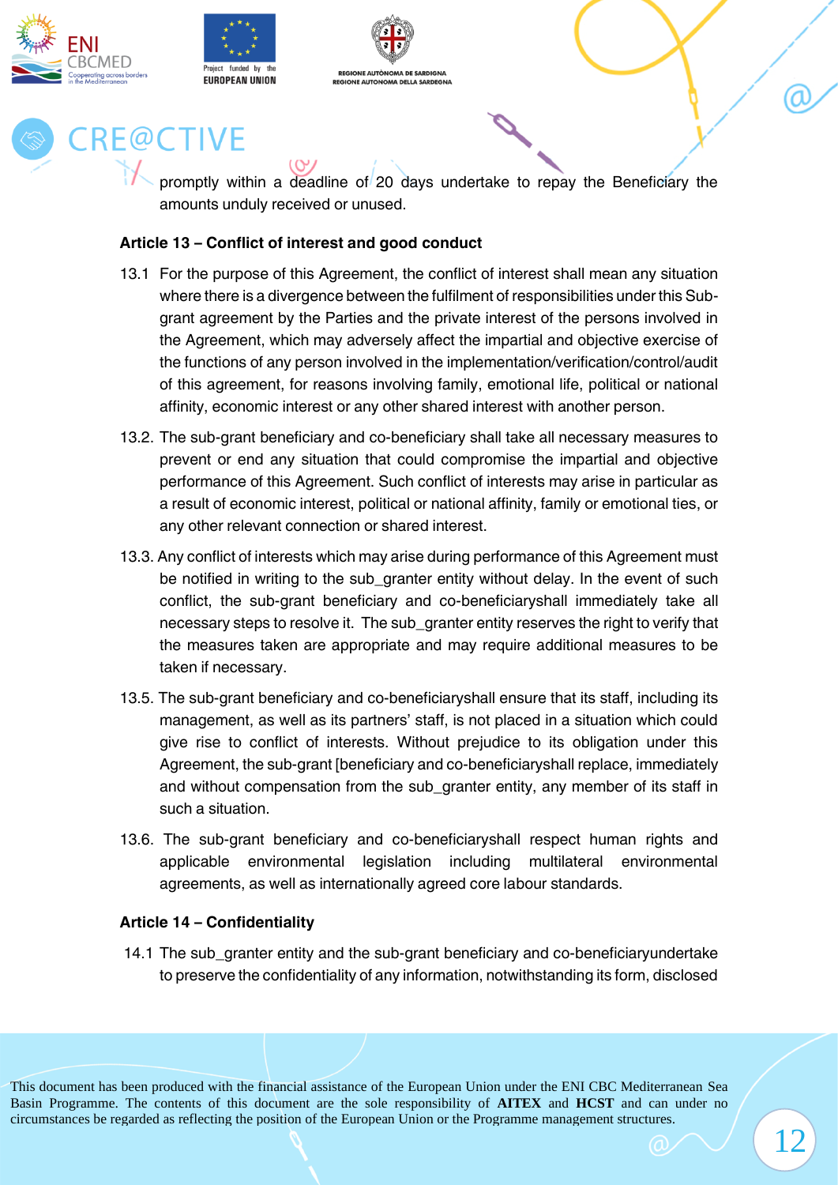promptly within a deadline of 20 days undertake to repay the Beneficiary the amounts unduly received or unused.

**Article 13 – Conflict of interest and good conduct**

13.1 For the purpose of this Agreement, the conflict of interest shall mean any situation where there is a divergence between the fulfilment of responsibilities under this Sub-grant agreement by the Parties and the private interest of the persons involved in the Agreement, which may adversely affect the impartial and objective exercise of the functions of any person involved in the implementation/verification/control/audit of this agreement, for reasons involving family, emotional life, political or national affinity, economic interest or any other shared interest with another person.

13.2. The sub-grant beneficiary and co-beneficiary shall take all necessary measures to prevent or end any situation that could compromise the impartial and objective performance of this Agreement. Such conflict of interests may arise in particular as a result of economic interest, political or national affinity, family or emotional ties, or any other relevant connection or shared interest.

13.3. Any conflict of interests which may arise during performance of this Agreement must be notified in writing to the sub_granter entity without delay. In the event of such conflict, the sub-grant beneficiary and co-beneficiaryshall immediately take all necessary steps to resolve it. The sub_granter entity reserves the right to verify that the measures taken are appropriate and may require additional measures to be taken if necessary.

13.5. The sub-grant beneficiary and co-beneficiaryshall ensure that its staff, including its management, as well as its partners' staff, is not placed in a situation which could give rise to conflict of interests. Without prejudice to its obligation under this Agreement, the sub-grant [beneficiary and co-beneficiaryshall replace, immediately and without compensation from the sub_granter entity, any member of its staff in such a situation.

13.6. The sub-grant beneficiary and co-beneficiaryshall respect human rights and applicable environmental legislation including multilateral environmental agreements, as well as internationally agreed core labour standards.

**Article 14 – Confidentiality**

14.1 The sub_granter entity and the sub-grant beneficiary and co-beneficiaryundertake to preserve the confidentiality of any information, notwithstanding its form, disclosed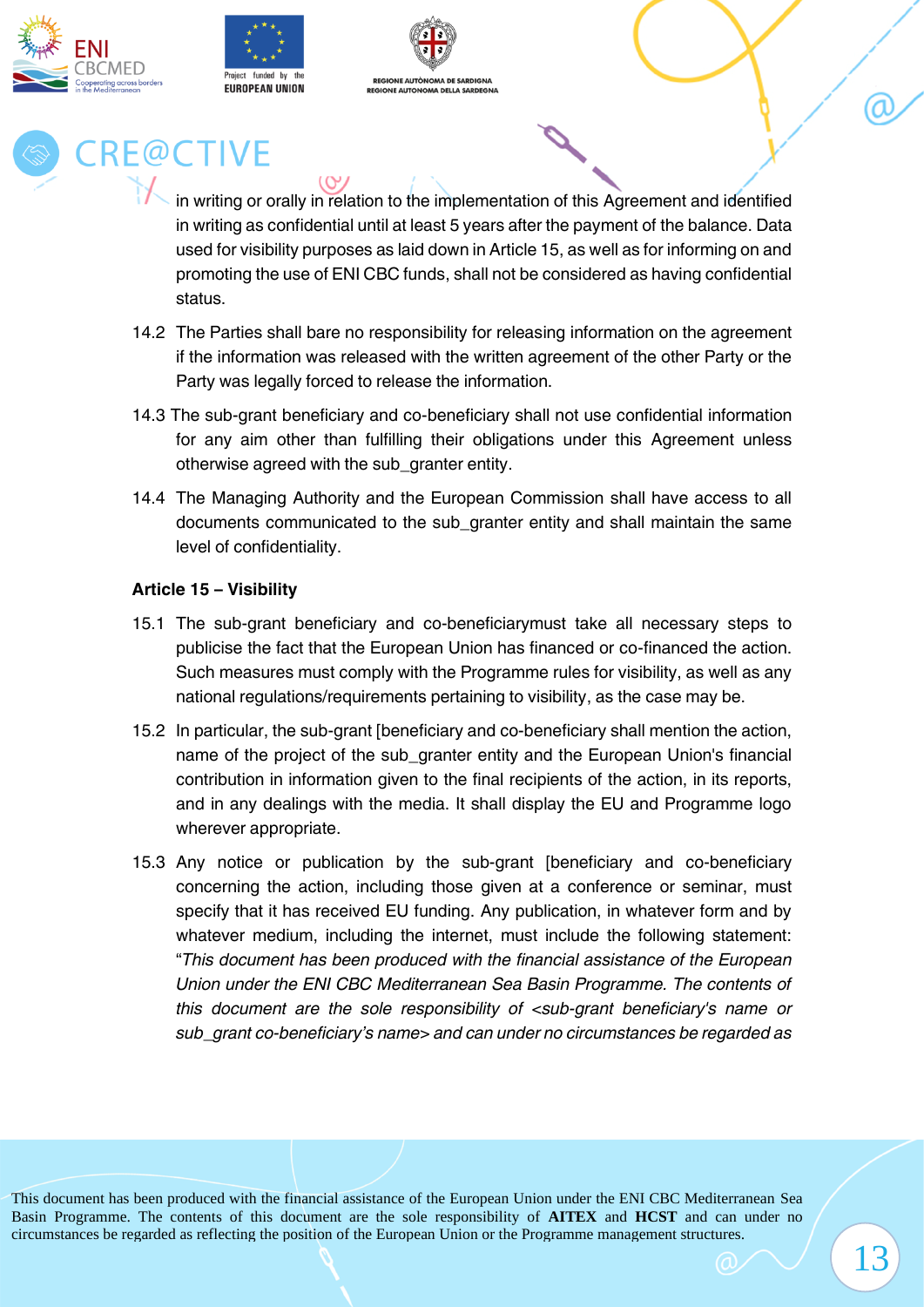in writing or orally in relation to the implementation of this Agreement and identified in writing as confidential until at least 5 years after the payment of the balance. Data used for visibility purposes as laid down in Article 15, as well as for informing on and promoting the use of ENI CBC funds, shall not be considered as having confidential status.

14.2 The Parties shall bare no responsibility for releasing information on the agreement if the information was released with the written agreement of the other Party or the Party was legally forced to release the information.

14.3 The sub-grant beneficiary and co-beneficiary shall not use confidential information for any aim other than fulfilling their obligations under this Agreement unless otherwise agreed with the sub_granter entity.

14.4 The Managing Authority and the European Commission shall have access to all documents communicated to the sub_granter entity and shall maintain the same level of confidentiality.

**Article 15 – Visibility**

15.1 The sub-grant beneficiary and co-beneficiarymust take all necessary steps to publicise the fact that the European Union has financed or co-financed the action. Such measures must comply with the Programme rules for visibility, as well as any national regulations/requirements pertaining to visibility, as the case may be.

15.2 In particular, the sub-grant [beneficiary and co-beneficiary shall mention the action, name of the project of the sub_granter entity and the European Union's financial contribution in information given to the final recipients of the action, in its reports, and in any dealings with the media. It shall display the EU and Programme logo wherever appropriate.

15.3 Any notice or publication by the sub-grant [beneficiary and co-beneficiary concerning the action, including those given at a conference or seminar, must specify that it has received EU funding. Any publication, in whatever form and by whatever medium, including the internet, must include the following statement: "*This document has been produced with the financial assistance of the European Union under the ENI CBC Mediterranean Sea Basin Programme. The contents of this document are the sole responsibility of <sub-grant beneficiary's name or sub_grant co-beneficiary's name> and can under no circumstances be regarded as*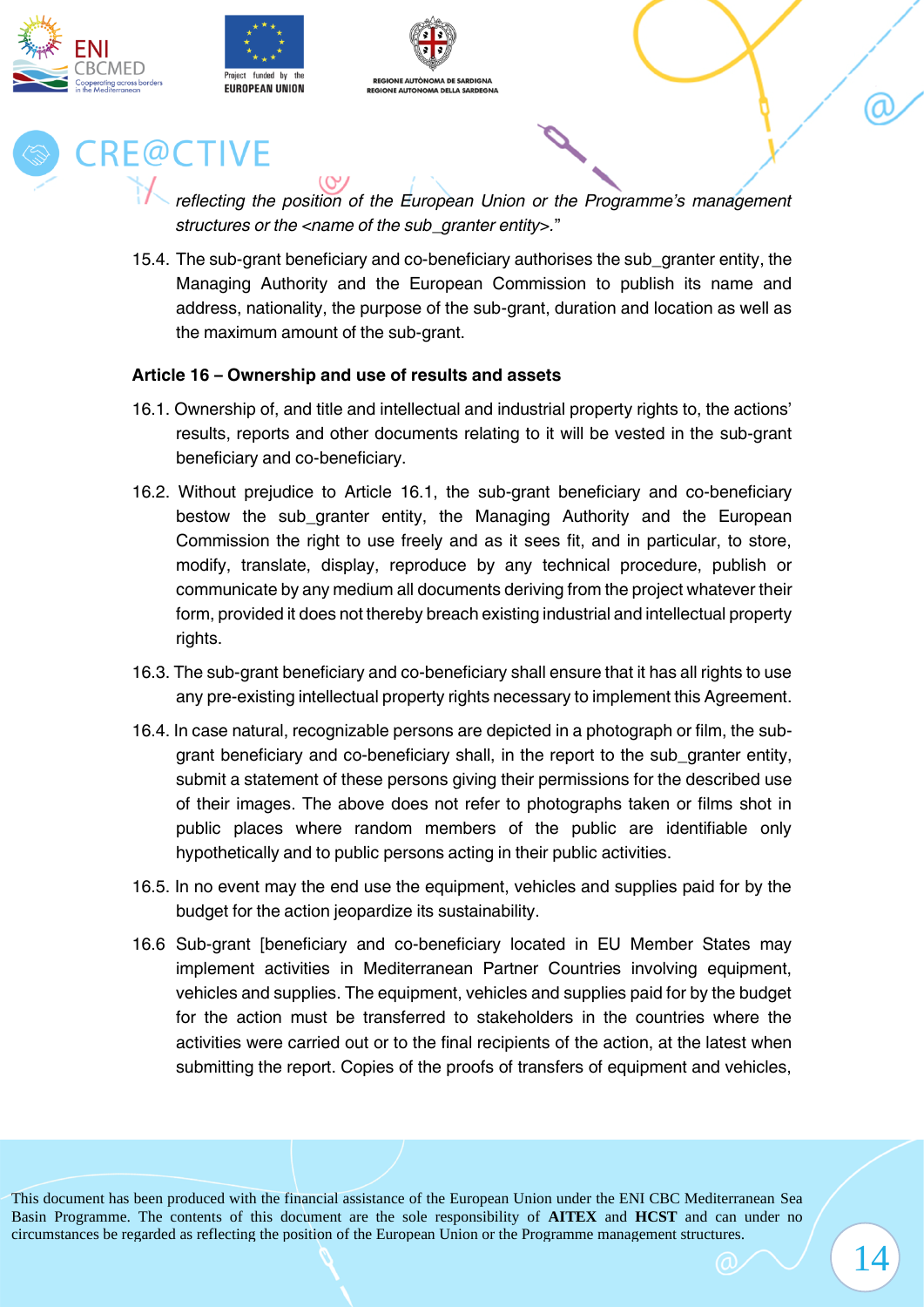*reflecting the position of the European Union or the Programme's management structures or the <name of the sub_granter entity>."*

15.4. The sub-grant beneficiary and co-beneficiary authorises the sub_granter entity, the Managing Authority and the European Commission to publish its name and address, nationality, the purpose of the sub-grant, duration and location as well as the maximum amount of the sub-grant.

**Article 16 – Ownership and use of results and assets**

16.1. Ownership of, and title and intellectual and industrial property rights to, the actions' results, reports and other documents relating to it will be vested in the sub-grant beneficiary and co-beneficiary.

16.2. Without prejudice to Article 16.1, the sub-grant beneficiary and co-beneficiary bestow the sub_granter entity, the Managing Authority and the European Commission the right to use freely and as it sees fit, and in particular, to store, modify, translate, display, reproduce by any technical procedure, publish or communicate by any medium all documents deriving from the project whatever their form, provided it does not thereby breach existing industrial and intellectual property rights.

16.3. The sub-grant beneficiary and co-beneficiary shall ensure that it has all rights to use any pre-existing intellectual property rights necessary to implement this Agreement.

16.4. In case natural, recognizable persons are depicted in a photograph or film, the sub-grant beneficiary and co-beneficiary shall, in the report to the sub_granter entity, submit a statement of these persons giving their permissions for the described use of their images. The above does not refer to photographs taken or films shot in public places where random members of the public are identifiable only hypothetically and to public persons acting in their public activities.

16.5. In no event may the end use the equipment, vehicles and supplies paid for by the budget for the action jeopardize its sustainability.

16.6 Sub-grant [beneficiary and co-beneficiary located in EU Member States may implement activities in Mediterranean Partner Countries involving equipment, vehicles and supplies. The equipment, vehicles and supplies paid for by the budget for the action must be transferred to stakeholders in the countries where the activities were carried out or to the final recipients of the action, at the latest when submitting the report. Copies of the proofs of transfers of equipment and vehicles,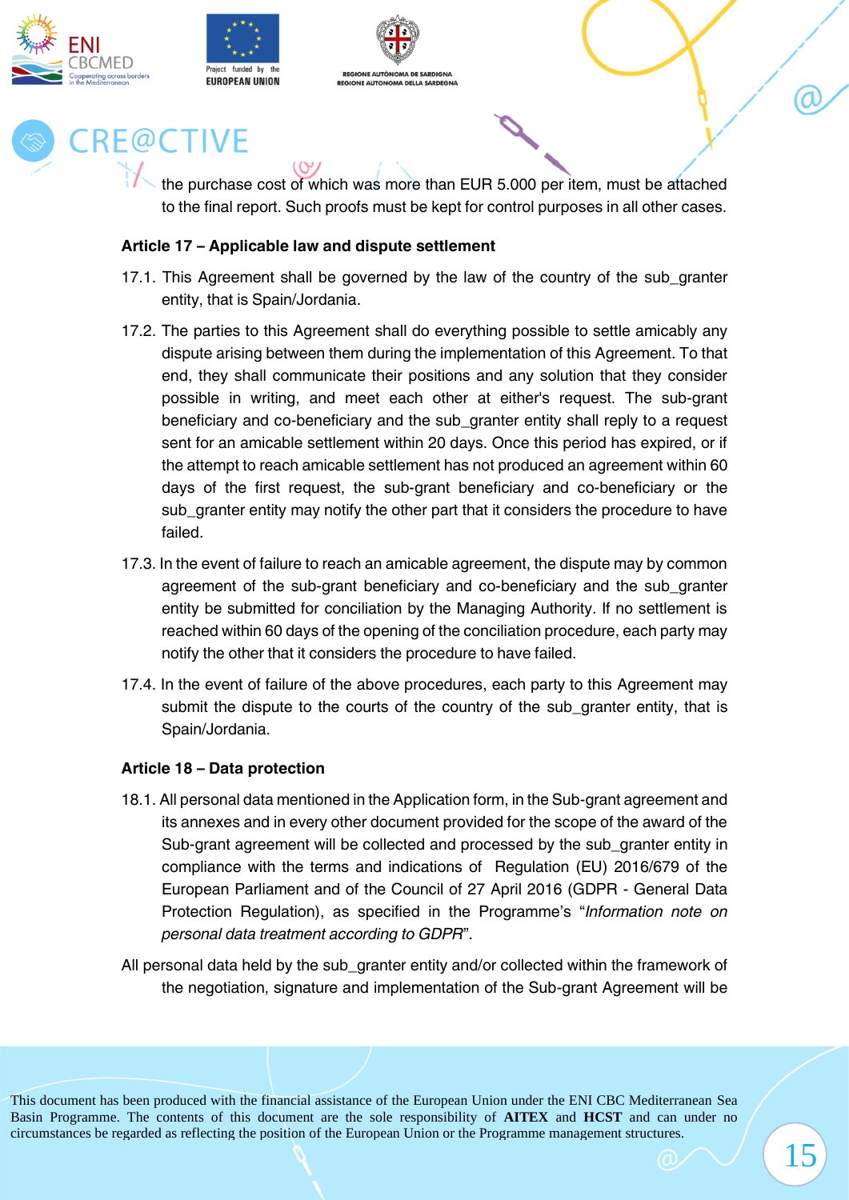the purchase cost of which was more than EUR 5.000 per item, must be attached to the final report. Such proofs must be kept for control purposes in all other cases.

**Article 17 – Applicable law and dispute settlement**

17.1. This Agreement shall be governed by the law of the country of the sub_granter entity, that is Spain/Jordania.

17.2. The parties to this Agreement shall do everything possible to settle amicably any dispute arising between them during the implementation of this Agreement. To that end, they shall communicate their positions and any solution that they consider possible in writing, and meet each other at either's request. The sub-grant beneficiary and co-beneficiary and the sub_granter entity shall reply to a request sent for an amicable settlement within 20 days. Once this period has expired, or if the attempt to reach amicable settlement has not produced an agreement within 60 days of the first request, the sub-grant beneficiary and co-beneficiary or the sub_granter entity may notify the other part that it considers the procedure to have failed.

17.3. In the event of failure to reach an amicable agreement, the dispute may by common agreement of the sub-grant beneficiary and co-beneficiary and the sub_granter entity be submitted for conciliation by the Managing Authority. If no settlement is reached within 60 days of the opening of the conciliation procedure, each party may notify the other that it considers the procedure to have failed.

17.4. In the event of failure of the above procedures, each party to this Agreement may submit the dispute to the courts of the country of the sub_granter entity, that is Spain/Jordania.

**Article 18 – Data protection**

18.1. All personal data mentioned in the Application form, in the Sub-grant agreement and its annexes and in every other document provided for the scope of the award of the Sub-grant agreement will be collected and processed by the sub_granter entity in compliance with the terms and indications of Regulation (EU) 2016/679 of the European Parliament and of the Council of 27 April 2016 (GDPR - General Data Protection Regulation), as specified in the Programme's "*Information note on personal data treatment according to GDPR*".

All personal data held by the sub_granter entity and/or collected within the framework of the negotiation, signature and implementation of the Sub-grant Agreement will be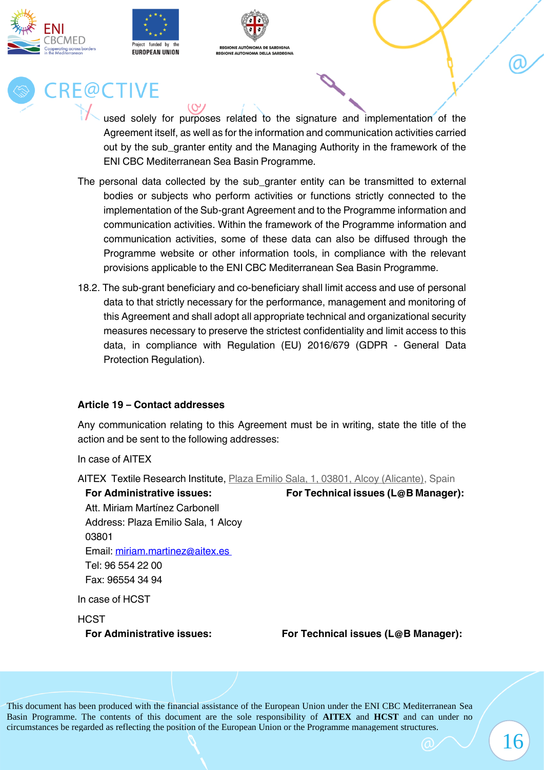used solely for purposes related to the signature and implementation of the Agreement itself, as well as for the information and communication activities carried out by the sub_granter entity and the Managing Authority in the framework of the ENI CBC Mediterranean Sea Basin Programme.

The personal data collected by the sub_granter entity can be transmitted to external bodies or subjects who perform activities or functions strictly connected to the implementation of the Sub-grant Agreement and to the Programme information and communication activities. Within the framework of the Programme information and communication activities, some of these data can also be diffused through the Programme website or other information tools, in compliance with the relevant provisions applicable to the ENI CBC Mediterranean Sea Basin Programme.

18.2. The sub-grant beneficiary and co-beneficiary shall limit access and use of personal data to that strictly necessary for the performance, management and monitoring of this Agreement and shall adopt all appropriate technical and organizational security measures necessary to preserve the strictest confidentiality and limit access to this data, in compliance with Regulation (EU) 2016/679 (GDPR - General Data Protection Regulation).

**Article 19 – Contact addresses**

Any communication relating to this Agreement must be in writing, state the title of the action and be sent to the following addresses:

In case of AITEX

AITEX Textile Research Institute, Plaza Emilio Sala, 1, 03801, Alcoy (Alicante), Spain

**For Administrative issues:**

Att. Miriam Martínez Carbonell
Address: Plaza Emilio Sala, 1 Alcoy
03801
Email: miriam.martinez@aitex.es
Tel: 96 554 22 00
Fax: 96554 34 94

**For Technical issues (L@B Manager):**

In case of HCST

HCST

**For Administrative issues:**

**For Technical issues (L@B Manager):**

This document has been produced with the financial assistance of the European Union under the ENI CBC Mediterranean Sea Basin Programme. The contents of this document are the sole responsibility of **AITEX** and **HCST** and can under no circumstances be regarded as reflecting the position of the European Union or the Programme management structures.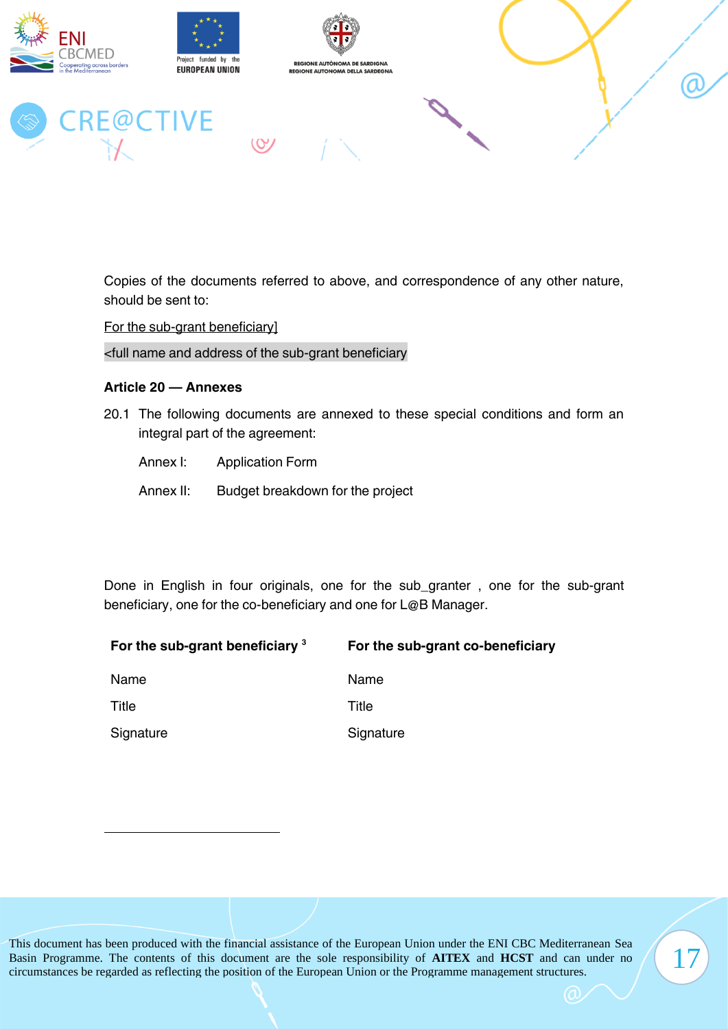Copies of the documents referred to above, and correspondence of any other nature, should be sent to:

For the sub-grant beneficiary]

<full name and address of the sub-grant beneficiary

**Article 20 — Annexes**

20.1 The following documents are annexed to these special conditions and form an integral part of the agreement:

Annex I: Application Form

Annex II: Budget breakdown for the project

Done in English in four originals, one for the sub_granter , one for the sub-grant beneficiary, one for the co-beneficiary and one for L@B Manager.

| **For the sub-grant beneficiary** [3] | **For the sub-grant co-beneficiary** |
|---|---|
| Name | Name |
| Title | Title |
| Signature | Signature |

This document has been produced with the financial assistance of the European Union under the ENI CBC Mediterranean Sea Basin Programme. The contents of this document are the sole responsibility of **AITEX** and **HCST** and can under no circumstances be regarded as reflecting the position of the European Union or the Programme management structures.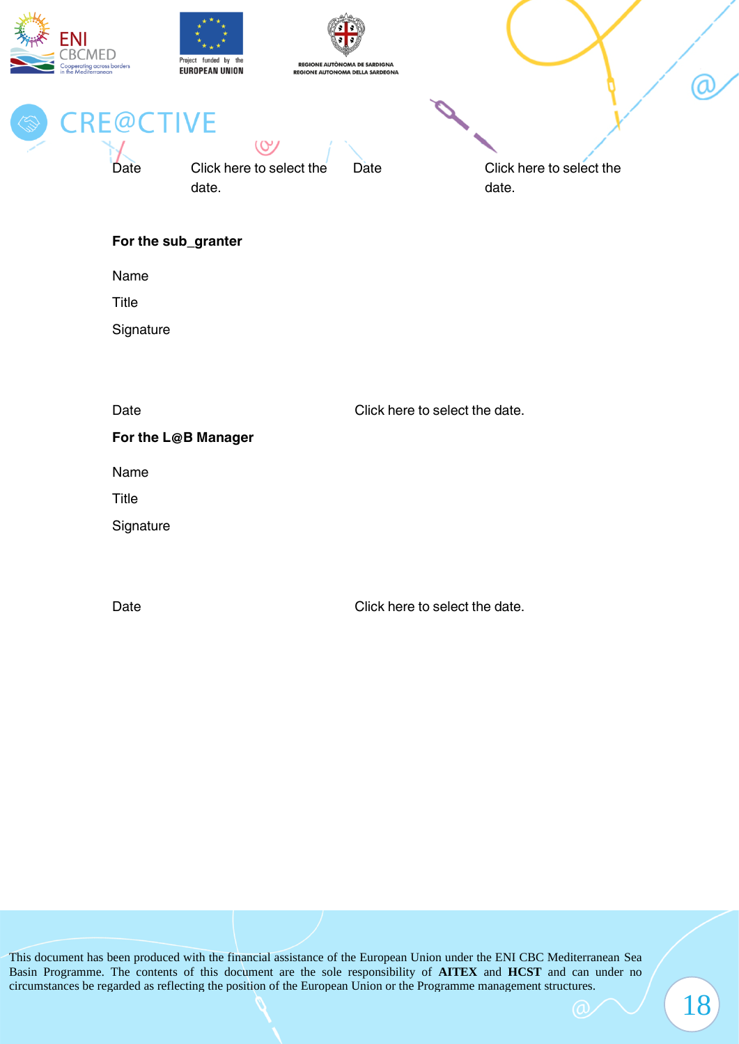| | | | |
|---|---|---|---|
| Date | Click here to select the date. | Date | Click here to select the date. |

**For the sub_granter**

Name

Title

Signature

Date Click here to select the date.

**For the L@B Manager**

Name

Title

Signature

Date Click here to select the date.

This document has been produced with the financial assistance of the European Union under the ENI CBC Mediterranean Sea Basin Programme. The contents of this document are the sole responsibility of **AITEX** and **HCST** and can under no circumstances be regarded as reflecting the position of the European Union or the Programme management structures.